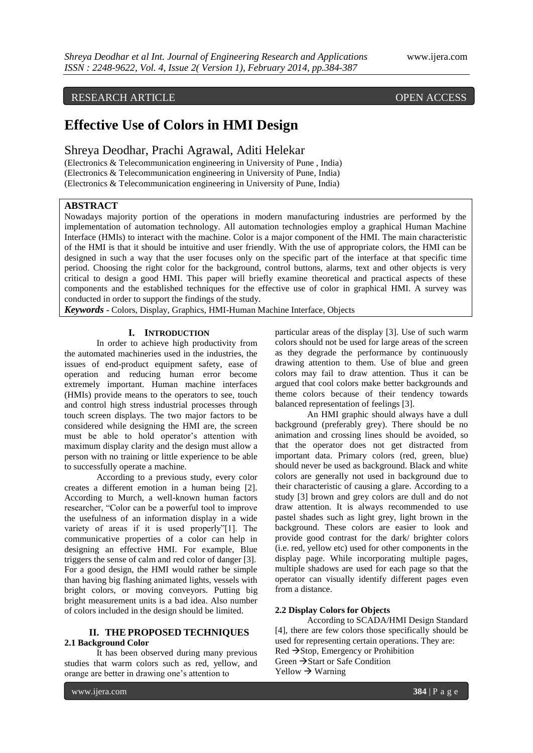RESEARCH ARTICLE OPEN ACCESS

# Effective Use of Colors in HMI Design

Shreya Deodhar, Prachi Agrawal, Aditi Helekar

(Electronics & Telecommunication engineering in University of Pune , India)
(Electronics & Telecommunication engineering in University of Pune, India)
(Electronics & Telecommunication engineering in University of Pune, India)

**ABSTRACT**

Nowadays majority portion of the operations in modern manufacturing industries are performed by the implementation of automation technology. All automation technologies employ a graphical Human Machine Interface (HMIs) to interact with the machine. Color is a major component of the HMI. The main characteristic of the HMI is that it should be intuitive and user friendly. With the use of appropriate colors, the HMI can be designed in such a way that the user focuses only on the specific part of the interface at that specific time period. Choosing the right color for the background, control buttons, alarms, text and other objects is very critical to design a good HMI. This paper will briefly examine theoretical and practical aspects of these components and the established techniques for the effective use of color in graphical HMI. A survey was conducted in order to support the findings of the study.

***Keywords*** **-** Colors, Display, Graphics, HMI-Human Machine Interface, Objects

## I. Introduction

In order to achieve high productivity from the automated machineries used in the industries, the issues of end-product equipment safety, ease of operation and reducing human error become extremely important. Human machine interfaces (HMIs) provide means to the operators to see, touch and control high stress industrial processes through touch screen displays. The two major factors to be considered while designing the HMI are, the screen must be able to hold operator's attention with maximum display clarity and the design must allow a person with no training or little experience to be able to successfully operate a machine.

According to a previous study, every color creates a different emotion in a human being [2]. According to Murch, a well-known human factors researcher, "Color can be a powerful tool to improve the usefulness of an information display in a wide variety of areas if it is used properly"[1]. The communicative properties of a color can help in designing an effective HMI. For example, Blue triggers the sense of calm and red color of danger [3]. For a good design, the HMI would rather be simple than having big flashing animated lights, vessels with bright colors, or moving conveyors. Putting big bright measurement units is a bad idea. Also number of colors included in the design should be limited.

## II. The Proposed Techniques

### 2.1 Background Color

It has been observed during many previous studies that warm colors such as red, yellow, and orange are better in drawing one's attention to particular areas of the display [3]. Use of such warm colors should not be used for large areas of the screen as they degrade the performance by continuously drawing attention to them. Use of blue and green colors may fail to draw attention. Thus it can be argued that cool colors make better backgrounds and theme colors because of their tendency towards balanced representation of feelings [3].

An HMI graphic should always have a dull background (preferably grey). There should be no animation and crossing lines should be avoided, so that the operator does not get distracted from important data. Primary colors (red, green, blue) should never be used as background. Black and white colors are generally not used in background due to their characteristic of causing a glare. According to a study [3] brown and grey colors are dull and do not draw attention. It is always recommended to use pastel shades such as light grey, light brown in the background. These colors are easier to look and provide good contrast for the dark/ brighter colors (i.e. red, yellow etc) used for other components in the display page. While incorporating multiple pages, multiple shadows are used for each page so that the operator can visually identify different pages even from a distance.

### 2.2 Display Colors for Objects

According to SCADA/HMI Design Standard [4], there are few colors those specifically should be used for representing certain operations. They are:

Red → Stop, Emergency or Prohibition
Green → Start or Safe Condition
Yellow → Warning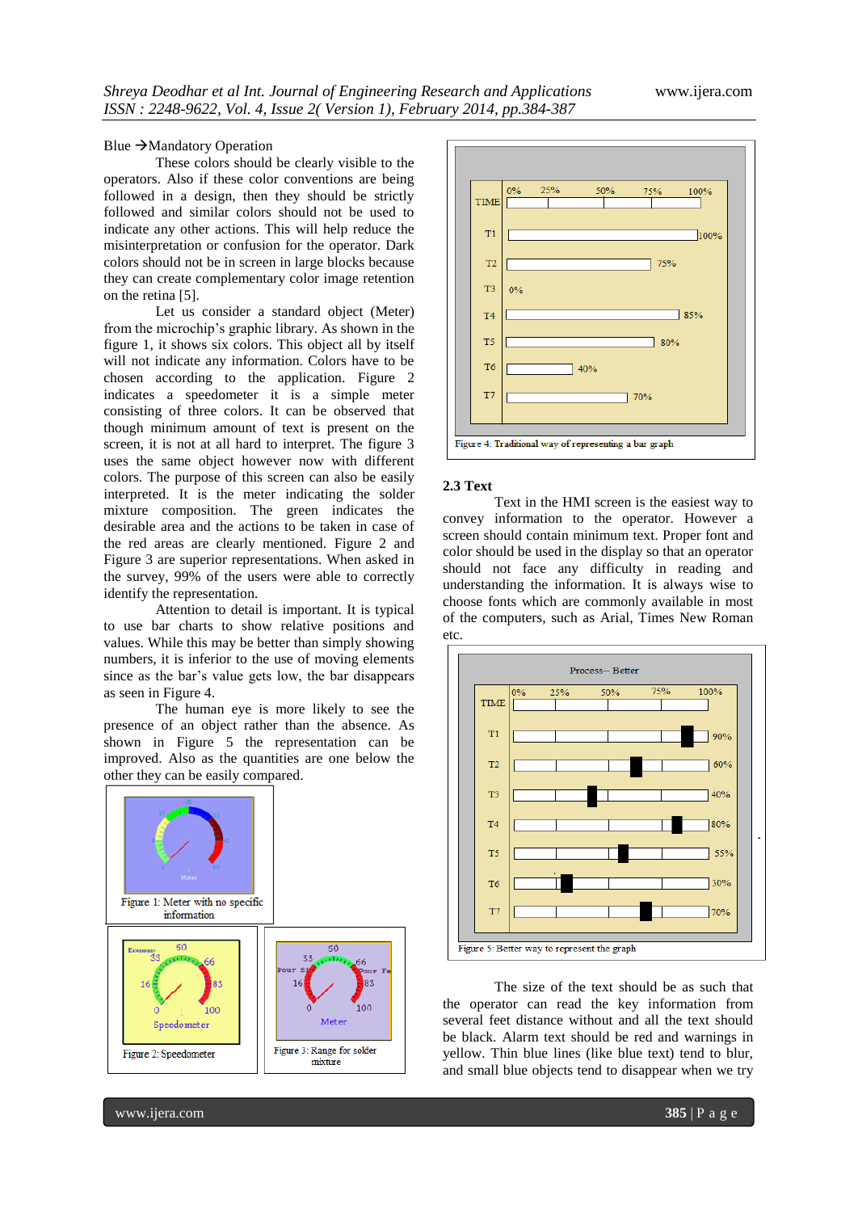Blue →Mandatory Operation

These colors should be clearly visible to the operators. Also if these color conventions are being followed in a design, then they should be strictly followed and similar colors should not be used to indicate any other actions. This will help reduce the misinterpretation or confusion for the operator. Dark colors should not be in screen in large blocks because they can create complementary color image retention on the retina [5].

Let us consider a standard object (Meter) from the microchip's graphic library. As shown in the figure 1, it shows six colors. This object all by itself will not indicate any information. Colors have to be chosen according to the application. Figure 2 indicates a speedometer it is a simple meter consisting of three colors. It can be observed that though minimum amount of text is present on the screen, it is not at all hard to interpret. The figure 3 uses the same object however now with different colors. The purpose of this screen can also be easily interpreted. It is the meter indicating the solder mixture composition. The green indicates the desirable area and the actions to be taken in case of the red areas are clearly mentioned. Figure 2 and Figure 3 are superior representations. When asked in the survey, 99% of the users were able to correctly identify the representation.

Attention to detail is important. It is typical to use bar charts to show relative positions and values. While this may be better than simply showing numbers, it is inferior to the use of moving elements since as the bar's value gets low, the bar disappears as seen in Figure 4.

The human eye is more likely to see the presence of an object rather than the absence. As shown in Figure 5 the representation can be improved. Also as the quantities are one below the other they can be easily compared.

Figure 1: Meter with no specific information

Figure 2: Speedometer

Figure 3: Range for solder mixture

Figure 4: Traditional way of representing a bar graph

## 2.3 Text

Text in the HMI screen is the easiest way to convey information to the operator. However a screen should contain minimum text. Proper font and color should be used in the display so that an operator should not face any difficulty in reading and understanding the information. It is always wise to choose fonts which are commonly available in most of the computers, such as Arial, Times New Roman etc.

Figure 5: Better way to represent the graph

The size of the text should be as such that the operator can read the key information from several feet distance without and all the text should be black. Alarm text should be red and warnings in yellow. Thin blue lines (like blue text) tend to blur, and small blue objects tend to disappear when we try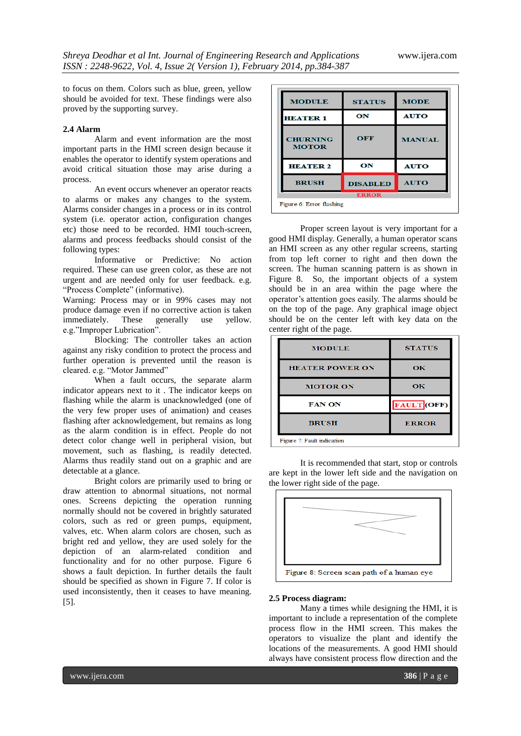to focus on them. Colors such as blue, green, yellow should be avoided for text. These findings were also proved by the supporting survey.

### 2.4 Alarm

Alarm and event information are the most important parts in the HMI screen design because it enables the operator to identify system operations and avoid critical situation those may arise during a process.

An event occurs whenever an operator reacts to alarms or makes any changes to the system. Alarms consider changes in a process or in its control system (i.e. operator action, configuration changes etc) those need to be recorded. HMI touch-screen, alarms and process feedbacks should consist of the following types:

Informative or Predictive: No action required. These can use green color, as these are not urgent and are needed only for user feedback. e.g. "Process Complete" (informative).

Warning: Process may or in 99% cases may not produce damage even if no corrective action is taken immediately. These generally use yellow. e.g."Improper Lubrication".

Blocking: The controller takes an action against any risky condition to protect the process and further operation is prevented until the reason is cleared. e.g. "Motor Jammed"

When a fault occurs, the separate alarm indicator appears next to it . The indicator keeps on flashing while the alarm is unacknowledged (one of the very few proper uses of animation) and ceases flashing after acknowledgement, but remains as long as the alarm condition is in effect. People do not detect color change well in peripheral vision, but movement, such as flashing, is readily detected. Alarms thus readily stand out on a graphic and are detectable at a glance.

Bright colors are primarily used to bring or draw attention to abnormal situations, not normal ones. Screens depicting the operation running normally should not be covered in brightly saturated colors, such as red or green pumps, equipment, valves, etc. When alarm colors are chosen, such as bright red and yellow, they are used solely for the depiction of an alarm-related condition and functionality and for no other purpose. Figure 6 shows a fault depiction. In further details the fault should be specified as shown in Figure 7. If color is used inconsistently, then it ceases to have meaning. [5].

| MODULE | STATUS | MODE |
|---|---|---|
| HEATER 1 | ON | AUTO |
| CHURNING MOTOR | OFF | MANUAL |
| HEATER 2 | ON | AUTO |
| BRUSH | DISABLED | AUTO |

ERROR

Figure 6: Error flashing

Proper screen layout is very important for a good HMI display. Generally, a human operator scans an HMI screen as any other regular screens, starting from top left corner to right and then down the screen. The human scanning pattern is as shown in Figure 8. So, the important objects of a system should be in an area within the page where the operator's attention goes easily. The alarms should be on the top of the page. Any graphical image object should be on the center left with key data on the center right of the page.

| MODULE | STATUS |
|---|---|
| HEATER POWER ON | OK |
| MOTOR ON | OK |
| FAN ON | FAULT (OFF) |
| BRUSH | ERROR |

Figure 7: Fault indication

It is recommended that start, stop or controls are kept in the lower left side and the navigation on the lower right side of the page.

Figure 8: Screen scan path of a human eye

### 2.5 Process diagram:

Many a times while designing the HMI, it is important to include a representation of the complete process flow in the HMI screen. This makes the operators to visualize the plant and identify the locations of the measurements. A good HMI should always have consistent process flow direction and the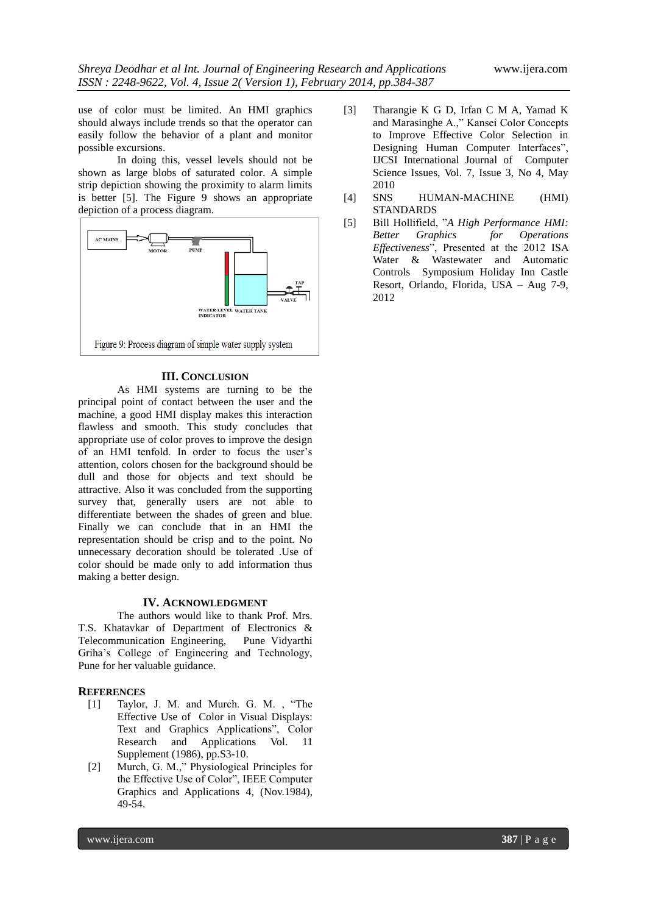use of color must be limited. An HMI graphics should always include trends so that the operator can easily follow the behavior of a plant and monitor possible excursions.

In doing this, vessel levels should not be shown as large blobs of saturated color. A simple strip depiction showing the proximity to alarm limits is better [5]. The Figure 9 shows an appropriate depiction of a process diagram.

AC MAINS
MOTOR
PUMP
TAP
VALVE
WATER LEVEL INDICATOR
WATER TANK

Figure 9: Process diagram of simple water supply system

## III. Conclusion

As HMI systems are turning to be the principal point of contact between the user and the machine, a good HMI display makes this interaction flawless and smooth. This study concludes that appropriate use of color proves to improve the design of an HMI tenfold. In order to focus the user's attention, colors chosen for the background should be dull and those for objects and text should be attractive. Also it was concluded from the supporting survey that, generally users are not able to differentiate between the shades of green and blue. Finally we can conclude that in an HMI the representation should be crisp and to the point. No unnecessary decoration should be tolerated .Use of color should be made only to add information thus making a better design.

## IV. Acknowledgment

The authors would like to thank Prof. Mrs. T.S. Khatavkar of Department of Electronics & Telecommunication Engineering, Pune Vidyarthi Griha's College of Engineering and Technology, Pune for her valuable guidance.

## References

[1] Taylor, J. M. and Murch. G. M. , "The Effective Use of Color in Visual Displays: Text and Graphics Applications", Color Research and Applications Vol. 11 Supplement (1986), pp.S3-10.

[2] Murch, G. M.," Physiological Principles for the Effective Use of Color", IEEE Computer Graphics and Applications 4, (Nov.1984), 49-54.

[3] Tharangie K G D, Irfan C M A, Yamad K and Marasinghe A.," Kansei Color Concepts to Improve Effective Color Selection in Designing Human Computer Interfaces", IJCSI International Journal of Computer Science Issues, Vol. 7, Issue 3, No 4, May 2010

[4] SNS HUMAN-MACHINE (HMI) STANDARDS

[5] Bill Hollifield, "*A High Performance HMI: Better Graphics for Operations Effectiveness*", Presented at the 2012 ISA Water & Wastewater and Automatic Controls Symposium Holiday Inn Castle Resort, Orlando, Florida, USA – Aug 7-9, 2012